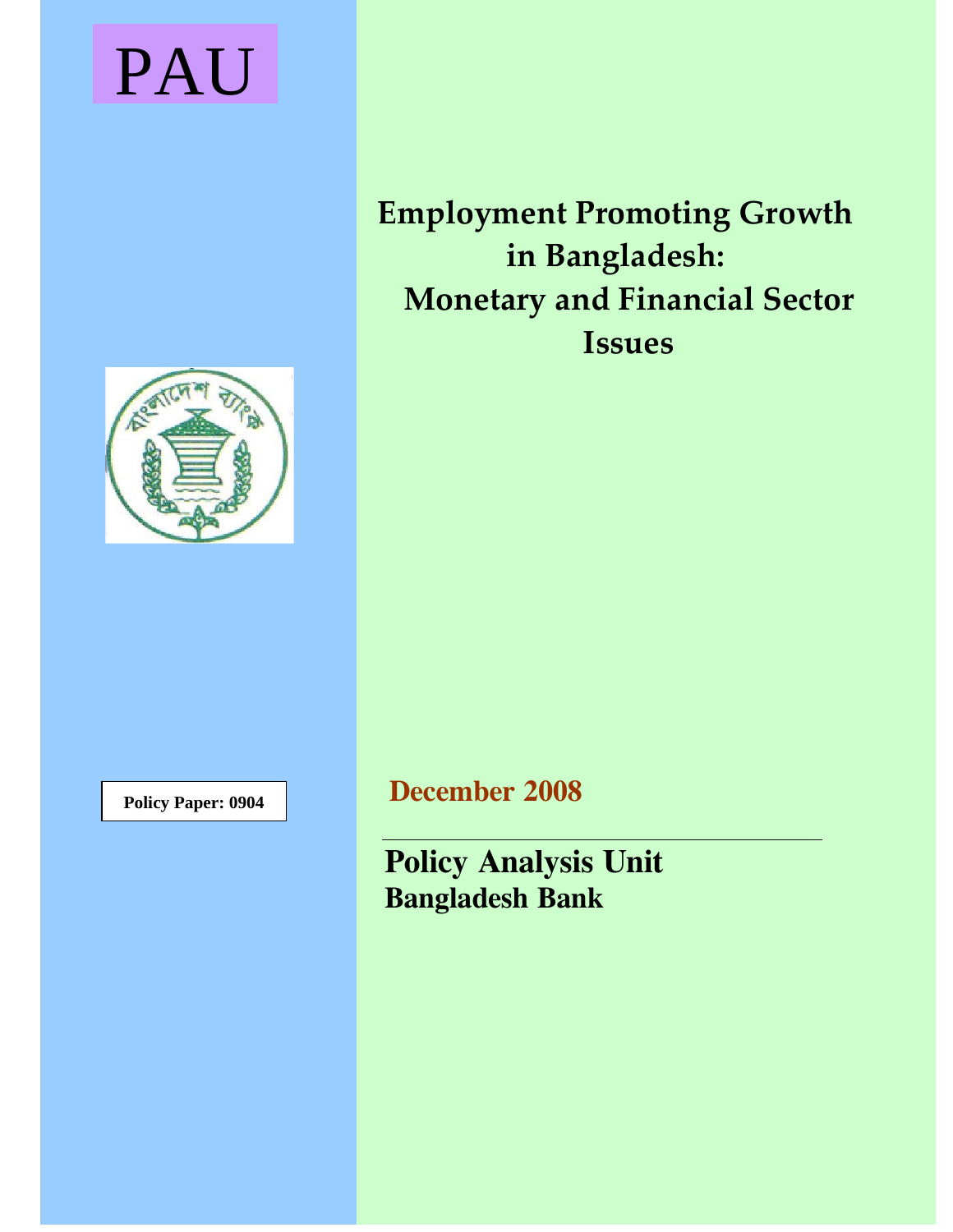PAU

# Employment Promoting Growth in Bangladesh: Monetary and Financial Sector Issues

**Policy Paper: 0904**

**December 2008**

**Policy Analysis Unit**

**Bangladesh Bank**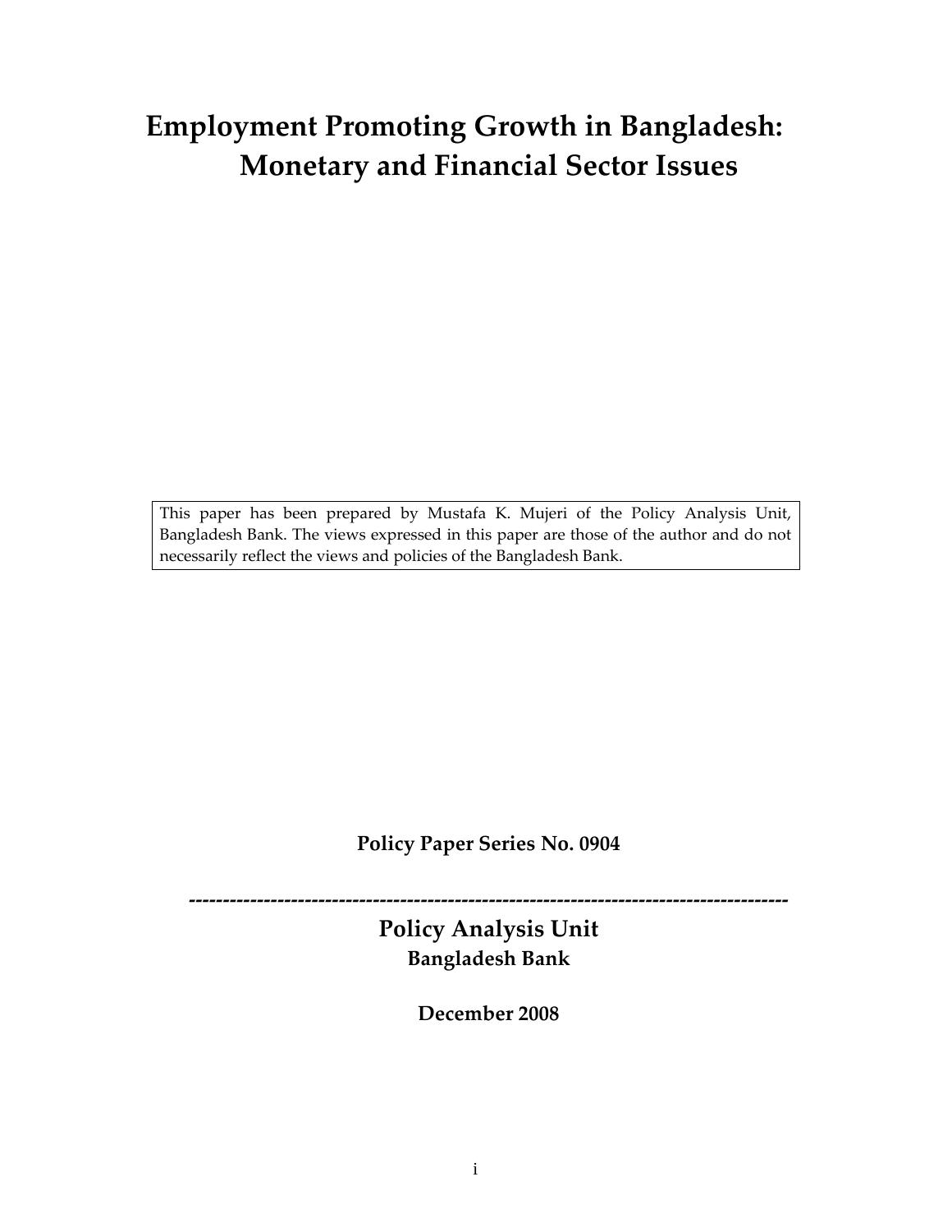# Employment Promoting Growth in Bangladesh: Monetary and Financial Sector Issues

This paper has been prepared by Mustafa K. Mujeri of the Policy Analysis Unit, Bangladesh Bank. The views expressed in this paper are those of the author and do not necessarily reflect the views and policies of the Bangladesh Bank.

**Policy Paper Series No. 0904**

---

**Policy Analysis Unit**

**Bangladesh Bank**

**December 2008**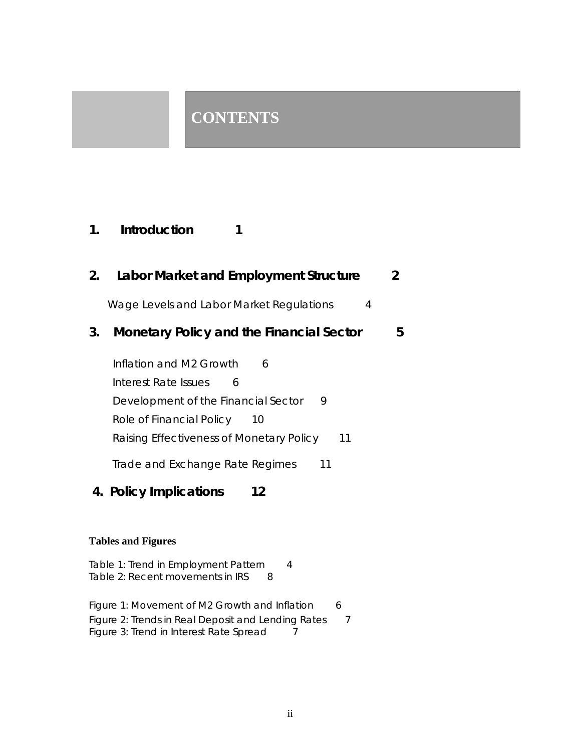# CONTENTS

**1. Introduction 1**

**2. Labor Market and Employment Structure 2**

Wage Levels and Labor Market Regulations 4

**3. Monetary Policy and the Financial Sector 5**

Inflation and M2 Growth 6

Interest Rate Issues 6

Development of the Financial Sector 9

Role of Financial Policy 10

Raising Effectiveness of Monetary Policy 11

Trade and Exchange Rate Regimes 11

**4. Policy Implications 12**

**Tables and Figures**

Table 1: Trend in Employment Pattern 4
Table 2: Recent movements in IRS 8

Figure 1: Movement of M2 Growth and Inflation 6
Figure 2: Trends in Real Deposit and Lending Rates 7
Figure 3: Trend in Interest Rate Spread 7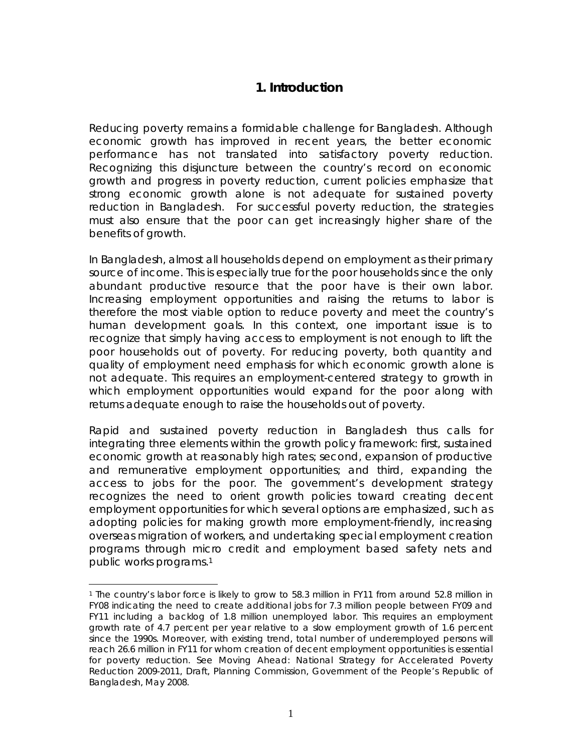# 1. Introduction

Reducing poverty remains a formidable challenge for Bangladesh. Although economic growth has improved in recent years, the better economic performance has not translated into satisfactory poverty reduction. Recognizing this disjuncture between the country's record on economic growth and progress in poverty reduction, current policies emphasize that strong economic growth alone is not adequate for sustained poverty reduction in Bangladesh. For successful poverty reduction, the strategies must also ensure that the poor can get increasingly higher share of the benefits of growth.

In Bangladesh, almost all households depend on employment as their primary source of income. This is especially true for the poor households since the only abundant productive resource that the poor have is their own labor. Increasing employment opportunities and raising the returns to labor is therefore the most viable option to reduce poverty and meet the country's human development goals. In this context, one important issue is to recognize that simply having access to employment is not enough to lift the poor households out of poverty. For reducing poverty, both quantity and quality of employment need emphasis for which economic growth alone is not adequate. This requires an employment-centered strategy to growth in which employment opportunities would expand for the poor along with returns adequate enough to raise the households out of poverty.

Rapid and sustained poverty reduction in Bangladesh thus calls for integrating three elements within the growth policy framework: first, sustained economic growth at reasonably high rates; second, expansion of productive and remunerative employment opportunities; and third, expanding the access to jobs for the poor. The government's development strategy recognizes the need to orient growth policies toward creating decent employment opportunities for which several options are emphasized, such as adopting policies for making growth more employment-friendly, increasing overseas migration of workers, and undertaking special employment creation programs through micro credit and employment based safety nets and public works programs.[1]

[1] The country's labor force is likely to grow to 58.3 million in FY11 from around 52.8 million in FY08 indicating the need to create additional jobs for 7.3 million people between FY09 and FY11 including a backlog of 1.8 million unemployed labor. This requires an employment growth rate of 4.7 percent per year relative to a slow employment growth of 1.6 percent since the 1990s. Moreover, with existing trend, total number of underemployed persons will reach 26.6 million in FY11 for whom creation of decent employment opportunities is essential for poverty reduction. See Moving Ahead: National Strategy for Accelerated Poverty Reduction 2009-2011, Draft, Planning Commission, Government of the People's Republic of Bangladesh, May 2008.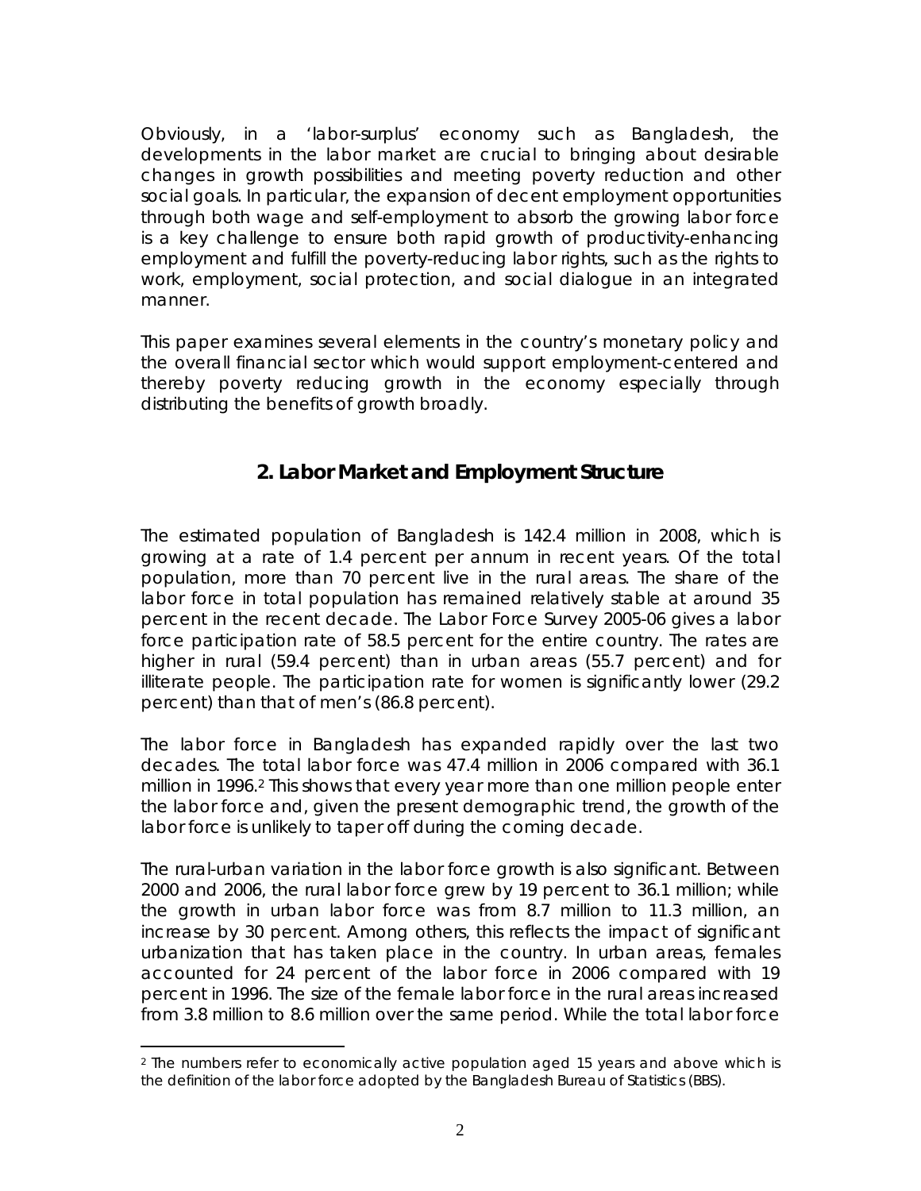Obviously, in a 'labor-surplus' economy such as Bangladesh, the developments in the labor market are crucial to bringing about desirable changes in growth possibilities and meeting poverty reduction and other social goals. In particular, the expansion of decent employment opportunities through both wage and self-employment to absorb the growing labor force is a key challenge to ensure both rapid growth of productivity-enhancing employment and fulfill the poverty-reducing labor rights, such as the rights to work, employment, social protection, and social dialogue in an integrated manner.

This paper examines several elements in the country's monetary policy and the overall financial sector which would support employment-centered and thereby poverty reducing growth in the economy especially through distributing the benefits of growth broadly.

## 2. Labor Market and Employment Structure

The estimated population of Bangladesh is 142.4 million in 2008, which is growing at a rate of 1.4 percent per annum in recent years. Of the total population, more than 70 percent live in the rural areas. The share of the labor force in total population has remained relatively stable at around 35 percent in the recent decade. The Labor Force Survey 2005-06 gives a labor force participation rate of 58.5 percent for the entire country. The rates are higher in rural (59.4 percent) than in urban areas (55.7 percent) and for illiterate people. The participation rate for women is significantly lower (29.2 percent) than that of men's (86.8 percent).

The labor force in Bangladesh has expanded rapidly over the last two decades. The total labor force was 47.4 million in 2006 compared with 36.1 million in 1996.[2] This shows that every year more than one million people enter the labor force and, given the present demographic trend, the growth of the labor force is unlikely to taper off during the coming decade.

The rural-urban variation in the labor force growth is also significant. Between 2000 and 2006, the rural labor force grew by 19 percent to 36.1 million; while the growth in urban labor force was from 8.7 million to 11.3 million, an increase by 30 percent. Among others, this reflects the impact of significant urbanization that has taken place in the country. In urban areas, females accounted for 24 percent of the labor force in 2006 compared with 19 percent in 1996. The size of the female labor force in the rural areas increased from 3.8 million to 8.6 million over the same period. While the total labor force

[2] The numbers refer to economically active population aged 15 years and above which is the definition of the labor force adopted by the Bangladesh Bureau of Statistics (BBS).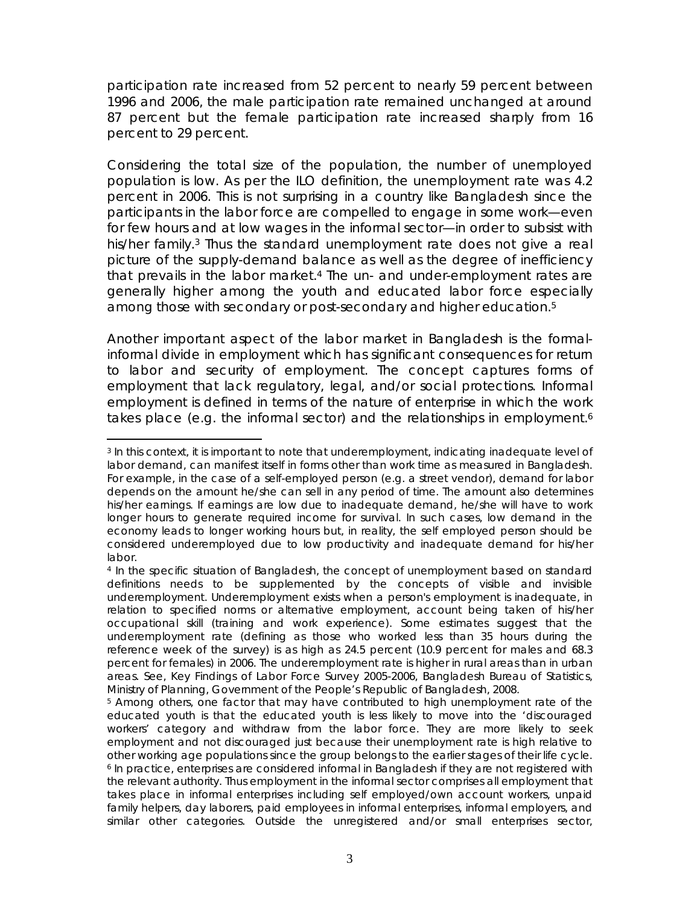participation rate increased from 52 percent to nearly 59 percent between 1996 and 2006, the male participation rate remained unchanged at around 87 percent but the female participation rate increased sharply from 16 percent to 29 percent.

Considering the total size of the population, the number of unemployed population is low. As per the ILO definition, the unemployment rate was 4.2 percent in 2006. This is not surprising in a country like Bangladesh since the participants in the labor force are compelled to engage in some work—even for few hours and at low wages in the informal sector—in order to subsist with his/her family.[3] Thus the standard unemployment rate does not give a real picture of the supply-demand balance as well as the degree of inefficiency that prevails in the labor market.[4] The un- and under-employment rates are generally higher among the youth and educated labor force especially among those with secondary or post-secondary and higher education.[5]

Another important aspect of the labor market in Bangladesh is the formal-informal divide in employment which has significant consequences for return to labor and security of employment. The concept captures forms of employment that lack regulatory, legal, and/or social protections. Informal employment is defined in terms of the nature of enterprise in which the work takes place (e.g. the informal sector) and the relationships in employment.[6]

---

[3] In this context, it is important to note that underemployment, indicating inadequate level of labor demand, can manifest itself in forms other than work time as measured in Bangladesh. For example, in the case of a self-employed person (e.g. a street vendor), demand for labor depends on the amount he/she can sell in any period of time. The amount also determines his/her earnings. If earnings are low due to inadequate demand, he/she will have to work longer hours to generate required income for survival. In such cases, low demand in the economy leads to longer working hours but, in reality, the self employed person should be considered underemployed due to low productivity and inadequate demand for his/her labor.

[4] In the specific situation of Bangladesh, the concept of unemployment based on standard definitions needs to be supplemented by the concepts of visible and invisible underemployment. Underemployment exists when a person's employment is inadequate, in relation to specified norms or alternative employment, account being taken of his/her occupational skill (training and work experience). Some estimates suggest that the underemployment rate (defining as those who worked less than 35 hours during the reference week of the survey) is as high as 24.5 percent (10.9 percent for males and 68.3 percent for females) in 2006. The underemployment rate is higher in rural areas than in urban areas. See, Key Findings of Labor Force Survey 2005-2006, Bangladesh Bureau of Statistics, Ministry of Planning, Government of the People's Republic of Bangladesh, 2008.

[5] Among others, one factor that may have contributed to high unemployment rate of the educated youth is that the educated youth is less likely to move into the 'discouraged workers' category and withdraw from the labor force. They are more likely to seek employment and not discouraged just because their unemployment rate is high relative to other working age populations since the group belongs to the earlier stages of their life cycle.

[6] In practice, enterprises are considered informal in Bangladesh if they are not registered with the relevant authority. Thus employment in the informal sector comprises all employment that takes place in informal enterprises including self employed/own account workers, unpaid family helpers, day laborers, paid employees in informal enterprises, informal employers, and similar other categories. Outside the unregistered and/or small enterprises sector,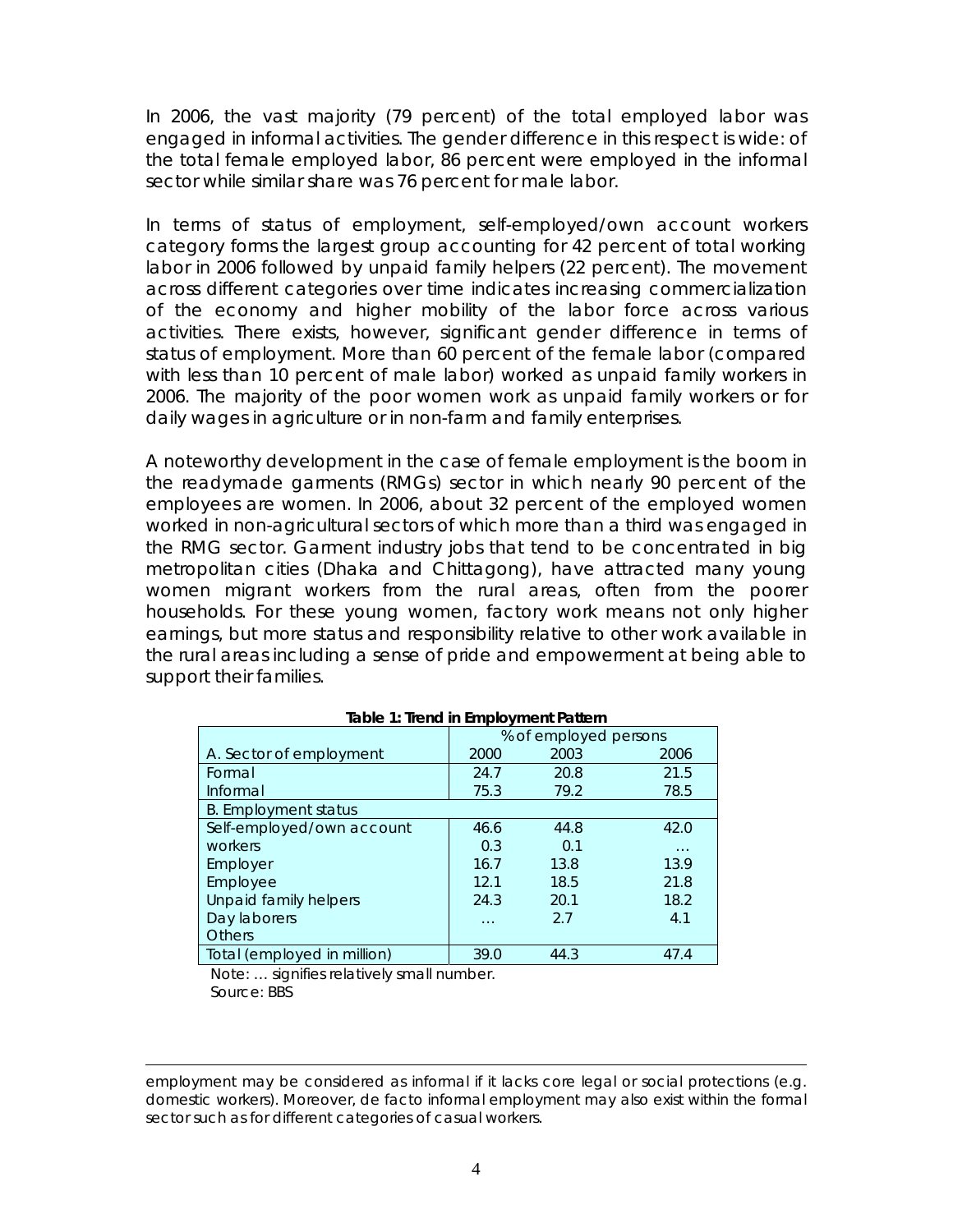In 2006, the vast majority (79 percent) of the total employed labor was engaged in informal activities. The gender difference in this respect is wide: of the total female employed labor, 86 percent were employed in the informal sector while similar share was 76 percent for male labor.

In terms of status of employment, self-employed/own account workers category forms the largest group accounting for 42 percent of total working labor in 2006 followed by unpaid family helpers (22 percent). The movement across different categories over time indicates increasing commercialization of the economy and higher mobility of the labor force across various activities. There exists, however, significant gender difference in terms of status of employment. More than 60 percent of the female labor (compared with less than 10 percent of male labor) worked as unpaid family workers in 2006. The majority of the poor women work as unpaid family workers or for daily wages in agriculture or in non-farm and family enterprises.

A noteworthy development in the case of female employment is the boom in the readymade garments (RMGs) sector in which nearly 90 percent of the employees are women. In 2006, about 32 percent of the employed women worked in non-agricultural sectors of which more than a third was engaged in the RMG sector. Garment industry jobs that tend to be concentrated in big metropolitan cities (Dhaka and Chittagong), have attracted many young women migrant workers from the rural areas, often from the poorer households. For these young women, factory work means not only higher earnings, but more status and responsibility relative to other work available in the rural areas including a sense of pride and empowerment at being able to support their families.

**Table 1: Trend in Employment Pattern**

| | % of employed persons | | |
|---|---|---|---|
| A. Sector of employment | 2000 | 2003 | 2006 |
| Formal | 24.7 | 20.8 | 21.5 |
| Informal | 75.3 | 79.2 | 78.5 |
| B. Employment status | | | |
| Self-employed/own account workers | 46.6 | 44.8 | 42.0 |
| Employer | 0.3 | 0.1 | … |
| Employee | 16.7 | 13.8 | 13.9 |
| Unpaid family helpers | 12.1 | 18.5 | 21.8 |
| Day laborers | 24.3 | 20.1 | 18.2 |
| Others | … | 2.7 | 4.1 |
| Total (employed in million) | 39.0 | 44.3 | 47.4 |

Note: … signifies relatively small number.
Source: BBS

employment may be considered as informal if it lacks core legal or social protections (e.g. domestic workers). Moreover, de facto informal employment may also exist within the formal sector such as for different categories of casual workers.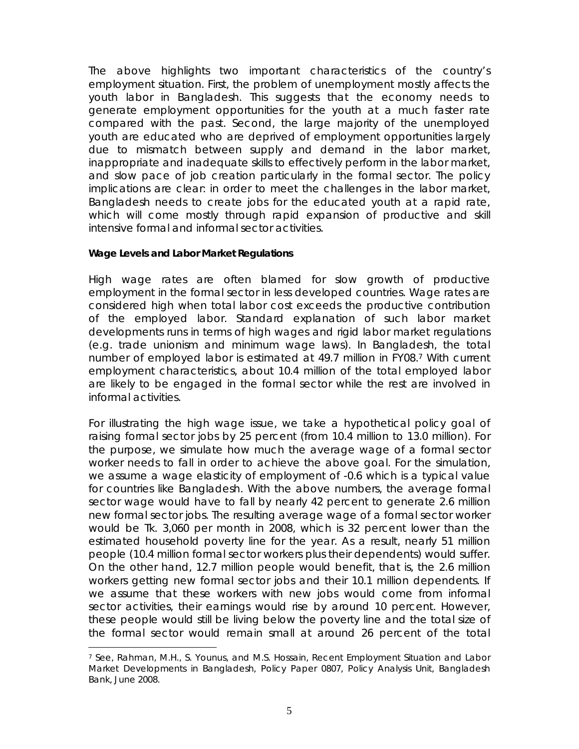The above highlights two important characteristics of the country's employment situation. First, the problem of unemployment mostly affects the youth labor in Bangladesh. This suggests that the economy needs to generate employment opportunities for the youth at a much faster rate compared with the past. Second, the large majority of the unemployed youth are educated who are deprived of employment opportunities largely due to mismatch between supply and demand in the labor market, inappropriate and inadequate skills to effectively perform in the labor market, and slow pace of job creation particularly in the formal sector. The policy implications are clear: in order to meet the challenges in the labor market, Bangladesh needs to create jobs for the educated youth at a rapid rate, which will come mostly through rapid expansion of productive and skill intensive formal and informal sector activities.

**Wage Levels and Labor Market Regulations**

High wage rates are often blamed for slow growth of productive employment in the formal sector in less developed countries. Wage rates are considered high when total labor cost exceeds the productive contribution of the employed labor. Standard explanation of such labor market developments runs in terms of high wages and rigid labor market regulations (e.g. trade unionism and minimum wage laws). In Bangladesh, the total number of employed labor is estimated at 49.7 million in FY08.[7] With current employment characteristics, about 10.4 million of the total employed labor are likely to be engaged in the formal sector while the rest are involved in informal activities.

For illustrating the high wage issue, we take a hypothetical policy goal of raising formal sector jobs by 25 percent (from 10.4 million to 13.0 million). For the purpose, we simulate how much the average wage of a formal sector worker needs to fall in order to achieve the above goal. For the simulation, we assume a wage elasticity of employment of -0.6 which is a typical value for countries like Bangladesh. With the above numbers, the average formal sector wage would have to fall by nearly 42 percent to generate 2.6 million new formal sector jobs. The resulting average wage of a formal sector worker would be Tk. 3,060 per month in 2008, which is 32 percent lower than the estimated household poverty line for the year. As a result, nearly 51 million people (10.4 million formal sector workers plus their dependents) would suffer. On the other hand, 12.7 million people would benefit, that is, the 2.6 million workers getting new formal sector jobs and their 10.1 million dependents. If we assume that these workers with new jobs would come from informal sector activities, their earnings would rise by around 10 percent. However, these people would still be living below the poverty line and the total size of the formal sector would remain small at around 26 percent of the total

[7] See, Rahman, M.H., S. Younus, and M.S. Hossain, Recent Employment Situation and Labor Market Developments in Bangladesh, Policy Paper 0807, Policy Analysis Unit, Bangladesh Bank, June 2008.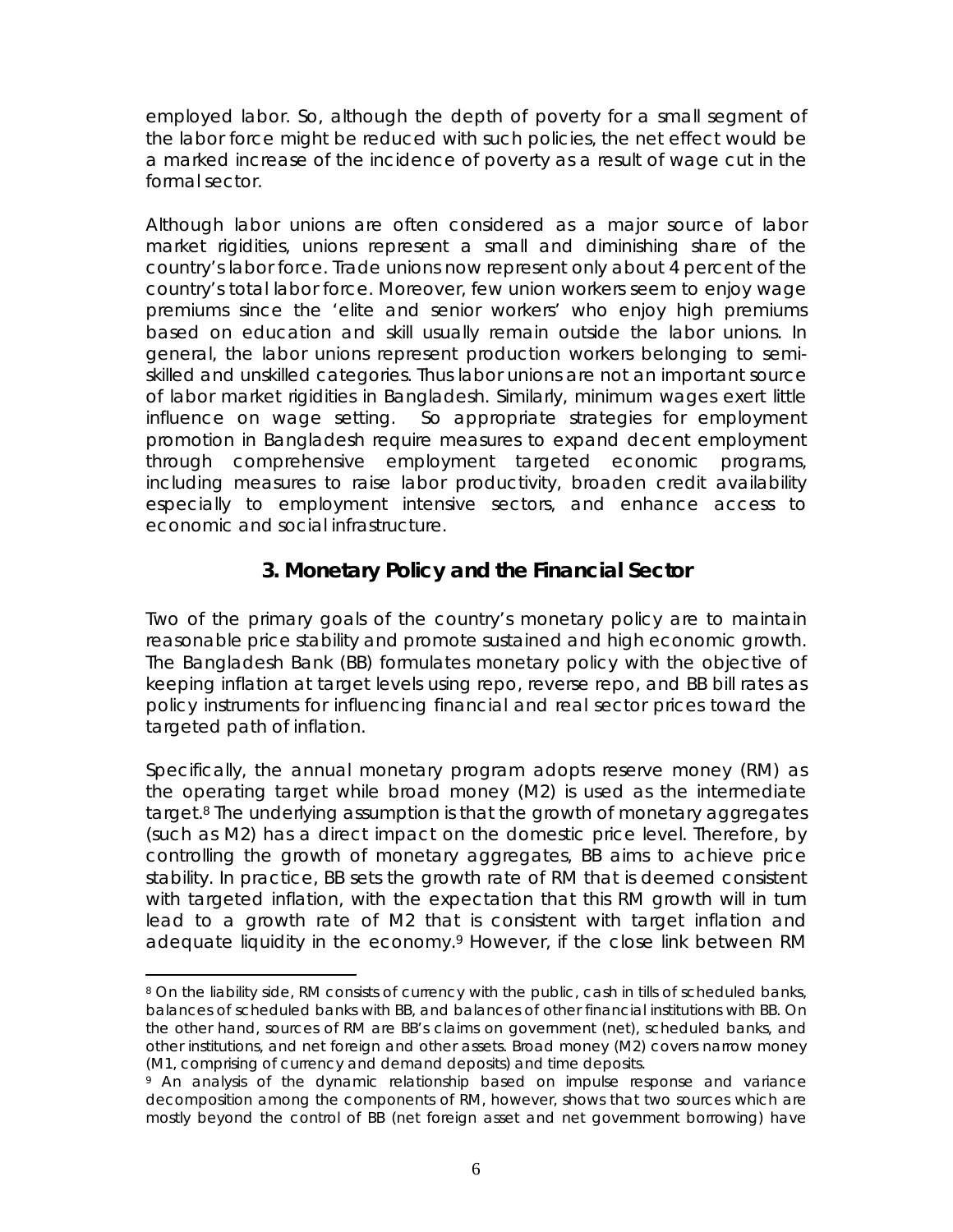employed labor. So, although the depth of poverty for a small segment of the labor force might be reduced with such policies, the net effect would be a marked increase of the incidence of poverty as a result of wage cut in the formal sector.

Although labor unions are often considered as a major source of labor market rigidities, unions represent a small and diminishing share of the country's labor force. Trade unions now represent only about 4 percent of the country's total labor force. Moreover, few union workers seem to enjoy wage premiums since the 'elite and senior workers' who enjoy high premiums based on education and skill usually remain outside the labor unions. In general, the labor unions represent production workers belonging to semi-skilled and unskilled categories. Thus labor unions are not an important source of labor market rigidities in Bangladesh. Similarly, minimum wages exert little influence on wage setting. So appropriate strategies for employment promotion in Bangladesh require measures to expand decent employment through comprehensive employment targeted economic programs, including measures to raise labor productivity, broaden credit availability especially to employment intensive sectors, and enhance access to economic and social infrastructure.

## 3. Monetary Policy and the Financial Sector

Two of the primary goals of the country's monetary policy are to maintain reasonable price stability and promote sustained and high economic growth. The Bangladesh Bank (BB) formulates monetary policy with the objective of keeping inflation at target levels using repo, reverse repo, and BB bill rates as policy instruments for influencing financial and real sector prices toward the targeted path of inflation.

Specifically, the annual monetary program adopts reserve money (RM) as the operating target while broad money (M2) is used as the intermediate target.[8] The underlying assumption is that the growth of monetary aggregates (such as M2) has a direct impact on the domestic price level. Therefore, by controlling the growth of monetary aggregates, BB aims to achieve price stability. In practice, BB sets the growth rate of RM that is deemed consistent with targeted inflation, with the expectation that this RM growth will in turn lead to a growth rate of M2 that is consistent with target inflation and adequate liquidity in the economy.[9] However, if the close link between RM

---

[8] On the liability side, RM consists of currency with the public, cash in tills of scheduled banks, balances of scheduled banks with BB, and balances of other financial institutions with BB. On the other hand, sources of RM are BB's claims on government (net), scheduled banks, and other institutions, and net foreign and other assets. Broad money (M2) covers narrow money (M1, comprising of currency and demand deposits) and time deposits.

[9] An analysis of the dynamic relationship based on impulse response and variance decomposition among the components of RM, however, shows that two sources which are mostly beyond the control of BB (net foreign asset and net government borrowing) have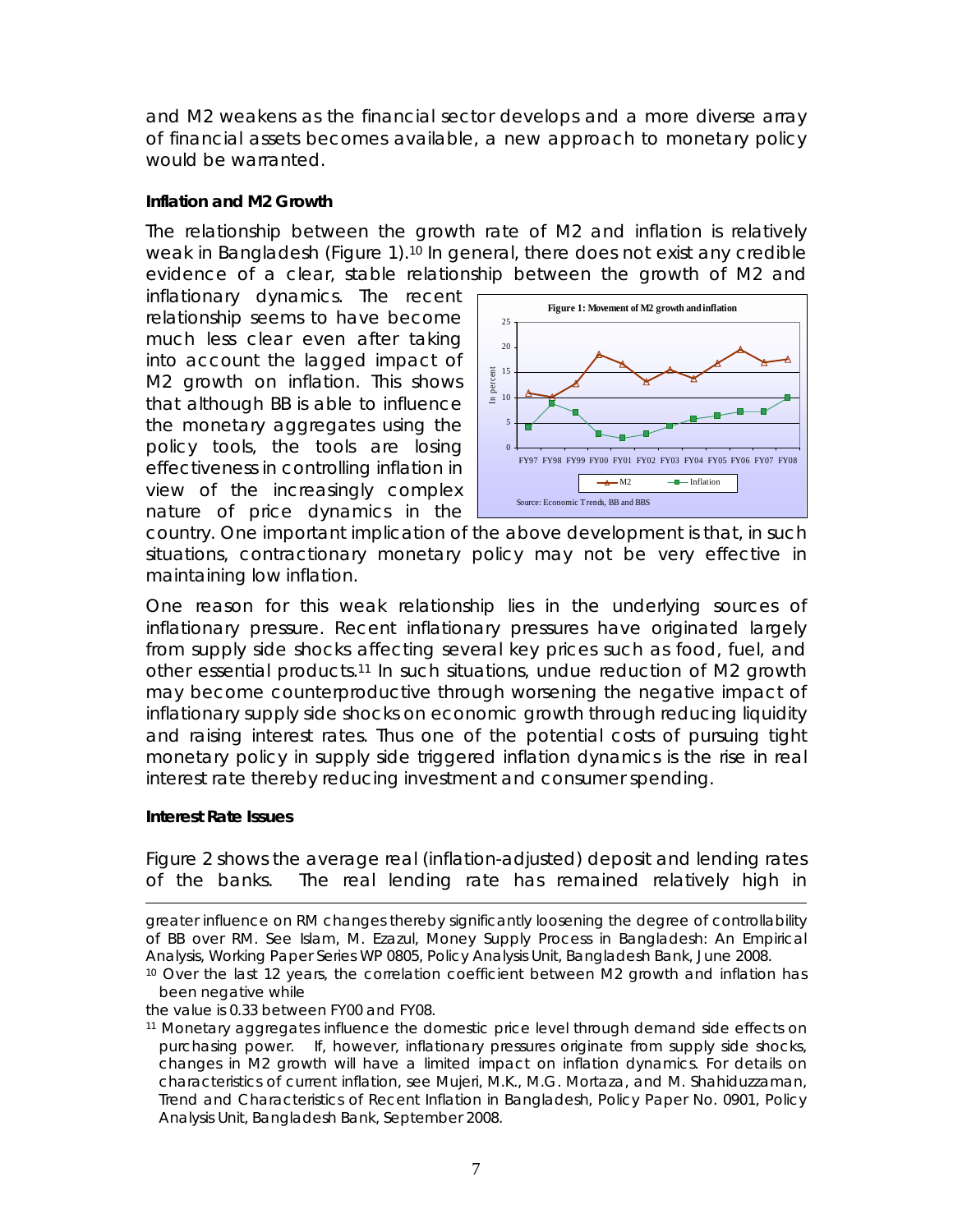and M2 weakens as the financial sector develops and a more diverse array of financial assets becomes available, a new approach to monetary policy would be warranted.

**Inflation and M2 Growth**

The relationship between the growth rate of M2 and inflation is relatively weak in Bangladesh (Figure 1).[10] In general, there does not exist any credible evidence of a clear, stable relationship between the growth of M2 and inflationary dynamics. The recent relationship seems to have become much less clear even after taking into account the lagged impact of M2 growth on inflation. This shows that although BB is able to influence the monetary aggregates using the policy tools, the tools are losing effectiveness in controlling inflation in view of the increasingly complex nature of price dynamics in the country. One important implication of the above development is that, in such situations, contractionary monetary policy may not be very effective in maintaining low inflation.

**Figure 1: Movement of M2 growth and inflation**

Source: Economic Trends, BB and BBS

One reason for this weak relationship lies in the underlying sources of inflationary pressure. Recent inflationary pressures have originated largely from supply side shocks affecting several key prices such as food, fuel, and other essential products.[11] In such situations, undue reduction of M2 growth may become counterproductive through worsening the negative impact of inflationary supply side shocks on economic growth through reducing liquidity and raising interest rates. Thus one of the potential costs of pursuing tight monetary policy in supply side triggered inflation dynamics is the rise in real interest rate thereby reducing investment and consumer spending.

**Interest Rate Issues**

Figure 2 shows the average real (inflation-adjusted) deposit and lending rates of the banks. The real lending rate has remained relatively high in

---

greater influence on RM changes thereby significantly loosening the degree of controllability of BB over RM. See Islam, M. Ezazul, Money Supply Process in Bangladesh: An Empirical Analysis, Working Paper Series WP 0805, Policy Analysis Unit, Bangladesh Bank, June 2008.

[10] Over the last 12 years, the correlation coefficient between M2 growth and inflation has been negative while the value is 0.33 between FY00 and FY08.

[11] Monetary aggregates influence the domestic price level through demand side effects on purchasing power. If, however, inflationary pressures originate from supply side shocks, changes in M2 growth will have a limited impact on inflation dynamics. For details on characteristics of current inflation, see Mujeri, M.K., M.G. Mortaza, and M. Shahiduzzaman, Trend and Characteristics of Recent Inflation in Bangladesh, Policy Paper No. 0901, Policy Analysis Unit, Bangladesh Bank, September 2008.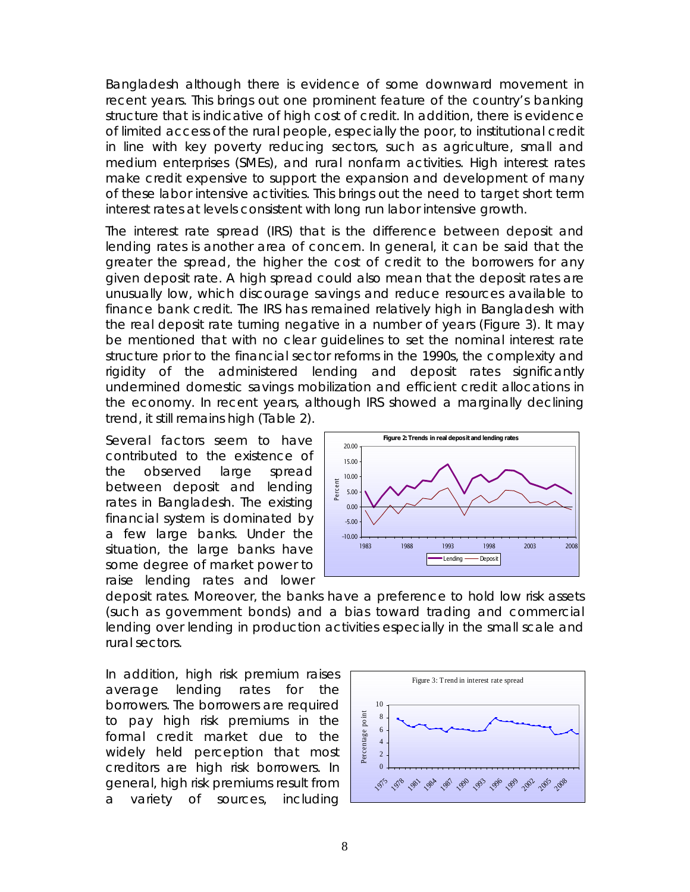Bangladesh although there is evidence of some downward movement in recent years. This brings out one prominent feature of the country's banking structure that is indicative of high cost of credit. In addition, there is evidence of limited access of the rural people, especially the poor, to institutional credit in line with key poverty reducing sectors, such as agriculture, small and medium enterprises (SMEs), and rural nonfarm activities. High interest rates make credit expensive to support the expansion and development of many of these labor intensive activities. This brings out the need to target short term interest rates at levels consistent with long run labor intensive growth.

The interest rate spread (IRS) that is the difference between deposit and lending rates is another area of concern. In general, it can be said that the greater the spread, the higher the cost of credit to the borrowers for any given deposit rate. A high spread could also mean that the deposit rates are unusually low, which discourage savings and reduce resources available to finance bank credit. The IRS has remained relatively high in Bangladesh with the real deposit rate turning negative in a number of years (Figure 3). It may be mentioned that with no clear guidelines to set the nominal interest rate structure prior to the financial sector reforms in the 1990s, the complexity and rigidity of the administered lending and deposit rates significantly undermined domestic savings mobilization and efficient credit allocations in the economy. In recent years, although IRS showed a marginally declining trend, it still remains high (Table 2).

Several factors seem to have contributed to the existence of the observed large spread between deposit and lending rates in Bangladesh. The existing financial system is dominated by a few large banks. Under the situation, the large banks have some degree of market power to raise lending rates and lower deposit rates. Moreover, the banks have a preference to hold low risk assets (such as government bonds) and a bias toward trading and commercial lending over lending in production activities especially in the small scale and rural sectors.

Figure 2: Trends in real deposit and lending rates

In addition, high risk premium raises average lending rates for the borrowers. The borrowers are required to pay high risk premiums in the formal credit market due to the widely held perception that most creditors are high risk borrowers. In general, high risk premiums result from a variety of sources, including

Figure 3: Trend in interest rate spread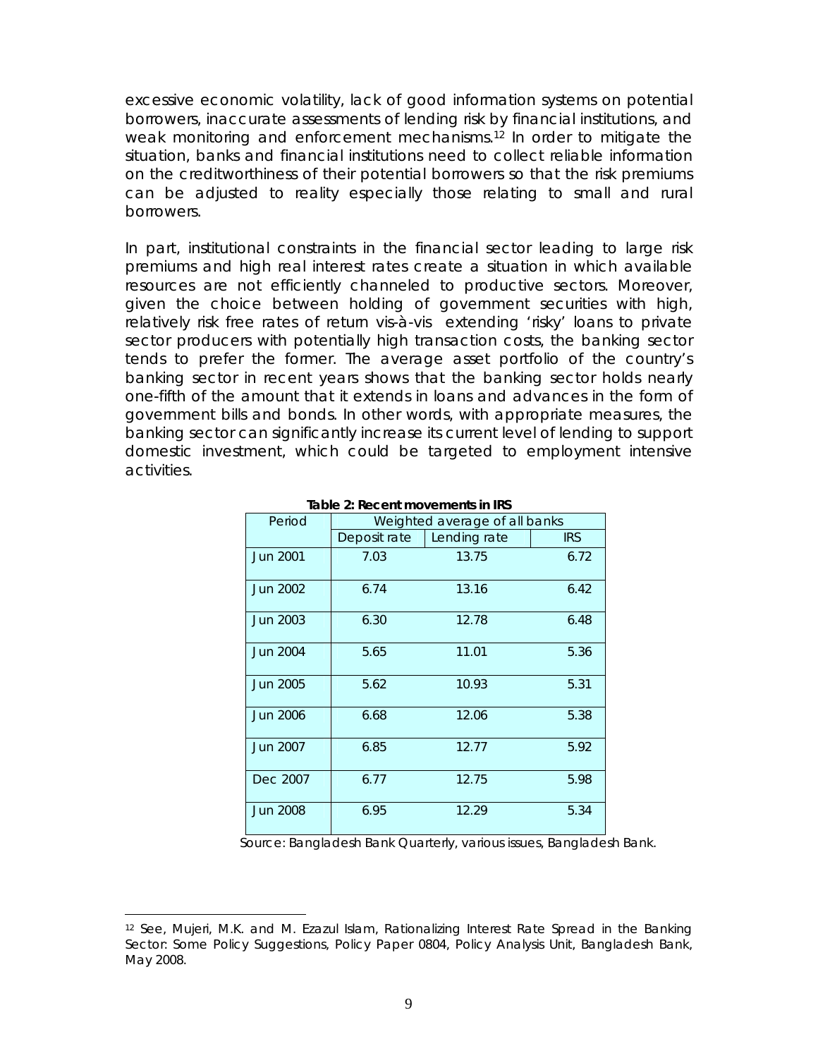excessive economic volatility, lack of good information systems on potential borrowers, inaccurate assessments of lending risk by financial institutions, and weak monitoring and enforcement mechanisms.[12] In order to mitigate the situation, banks and financial institutions need to collect reliable information on the creditworthiness of their potential borrowers so that the risk premiums can be adjusted to reality especially those relating to small and rural borrowers.

In part, institutional constraints in the financial sector leading to large risk premiums and high real interest rates create a situation in which available resources are not efficiently channeled to productive sectors. Moreover, given the choice between holding of government securities with high, relatively risk free rates of return vis-à-vis extending 'risky' loans to private sector producers with potentially high transaction costs, the banking sector tends to prefer the former. The average asset portfolio of the country's banking sector in recent years shows that the banking sector holds nearly one-fifth of the amount that it extends in loans and advances in the form of government bills and bonds. In other words, with appropriate measures, the banking sector can significantly increase its current level of lending to support domestic investment, which could be targeted to employment intensive activities.

**Table 2: Recent movements in IRS**

| Period | Weighted average of all banks | | |
|---|---|---|---|
| | Deposit rate | Lending rate | IRS |
| Jun 2001 | 7.03 | 13.75 | 6.72 |
| Jun 2002 | 6.74 | 13.16 | 6.42 |
| Jun 2003 | 6.30 | 12.78 | 6.48 |
| Jun 2004 | 5.65 | 11.01 | 5.36 |
| Jun 2005 | 5.62 | 10.93 | 5.31 |
| Jun 2006 | 6.68 | 12.06 | 5.38 |
| Jun 2007 | 6.85 | 12.77 | 5.92 |
| Dec 2007 | 6.77 | 12.75 | 5.98 |
| Jun 2008 | 6.95 | 12.29 | 5.34 |

Source: Bangladesh Bank Quarterly, various issues, Bangladesh Bank.

[12] See, Mujeri, M.K. and M. Ezazul Islam, Rationalizing Interest Rate Spread in the Banking Sector: Some Policy Suggestions, Policy Paper 0804, Policy Analysis Unit, Bangladesh Bank, May 2008.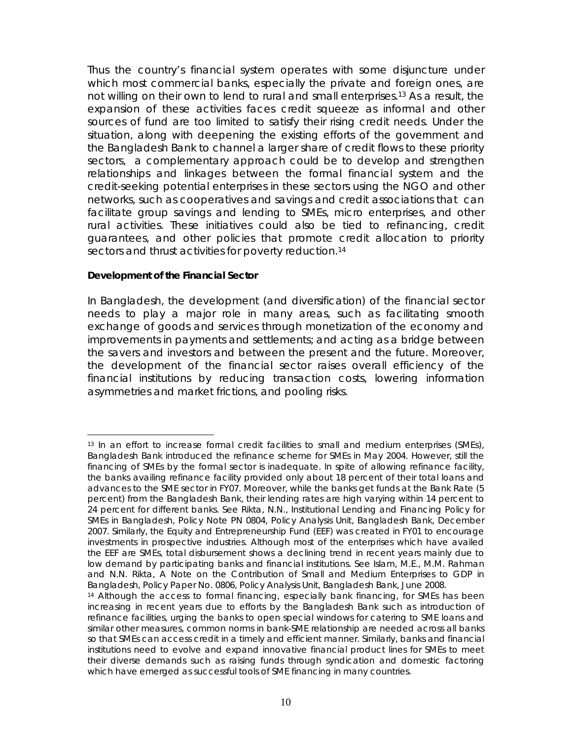Thus the country's financial system operates with some disjuncture under which most commercial banks, especially the private and foreign ones, are not willing on their own to lend to rural and small enterprises.[13] As a result, the expansion of these activities faces credit squeeze as informal and other sources of fund are too limited to satisfy their rising credit needs. Under the situation, along with deepening the existing efforts of the government and the Bangladesh Bank to channel a larger share of credit flows to these priority sectors, a complementary approach could be to develop and strengthen relationships and linkages between the formal financial system and the credit-seeking potential enterprises in these sectors using the NGO and other networks, such as cooperatives and savings and credit associations that can facilitate group savings and lending to SMEs, micro enterprises, and other rural activities. These initiatives could also be tied to refinancing, credit guarantees, and other policies that promote credit allocation to priority sectors and thrust activities for poverty reduction.[14]

**Development of the Financial Sector**

In Bangladesh, the development (and diversification) of the financial sector needs to play a major role in many areas, such as facilitating smooth exchange of goods and services through monetization of the economy and improvements in payments and settlements; and acting as a bridge between the savers and investors and between the present and the future. Moreover, the development of the financial sector raises overall efficiency of the financial institutions by reducing transaction costs, lowering information asymmetries and market frictions, and pooling risks.

---

[13] In an effort to increase formal credit facilities to small and medium enterprises (SMEs), Bangladesh Bank introduced the refinance scheme for SMEs in May 2004. However, still the financing of SMEs by the formal sector is inadequate. In spite of allowing refinance facility, the banks availing refinance facility provided only about 18 percent of their total loans and advances to the SME sector in FY07. Moreover, while the banks get funds at the Bank Rate (5 percent) from the Bangladesh Bank, their lending rates are high varying within 14 percent to 24 percent for different banks. See Rikta, N.N., Institutional Lending and Financing Policy for SMEs in Bangladesh, Policy Note PN 0804, Policy Analysis Unit, Bangladesh Bank, December 2007. Similarly, the Equity and Entrepreneurship Fund (EEF) was created in FY01 to encourage investments in prospective industries. Although most of the enterprises which have availed the EEF are SMEs, total disbursement shows a declining trend in recent years mainly due to low demand by participating banks and financial institutions. See Islam, M.E., M.M. Rahman and N.N. Rikta, A Note on the Contribution of Small and Medium Enterprises to GDP in Bangladesh, Policy Paper No. 0806, Policy Analysis Unit, Bangladesh Bank, June 2008.

[14] Although the access to formal financing, especially bank financing, for SMEs has been increasing in recent years due to efforts by the Bangladesh Bank such as introduction of refinance facilities, urging the banks to open special windows for catering to SME loans and similar other measures, common norms in bank-SME relationship are needed across all banks so that SMEs can access credit in a timely and efficient manner. Similarly, banks and financial institutions need to evolve and expand innovative financial product lines for SMEs to meet their diverse demands such as raising funds through syndication and domestic factoring which have emerged as successful tools of SME financing in many countries.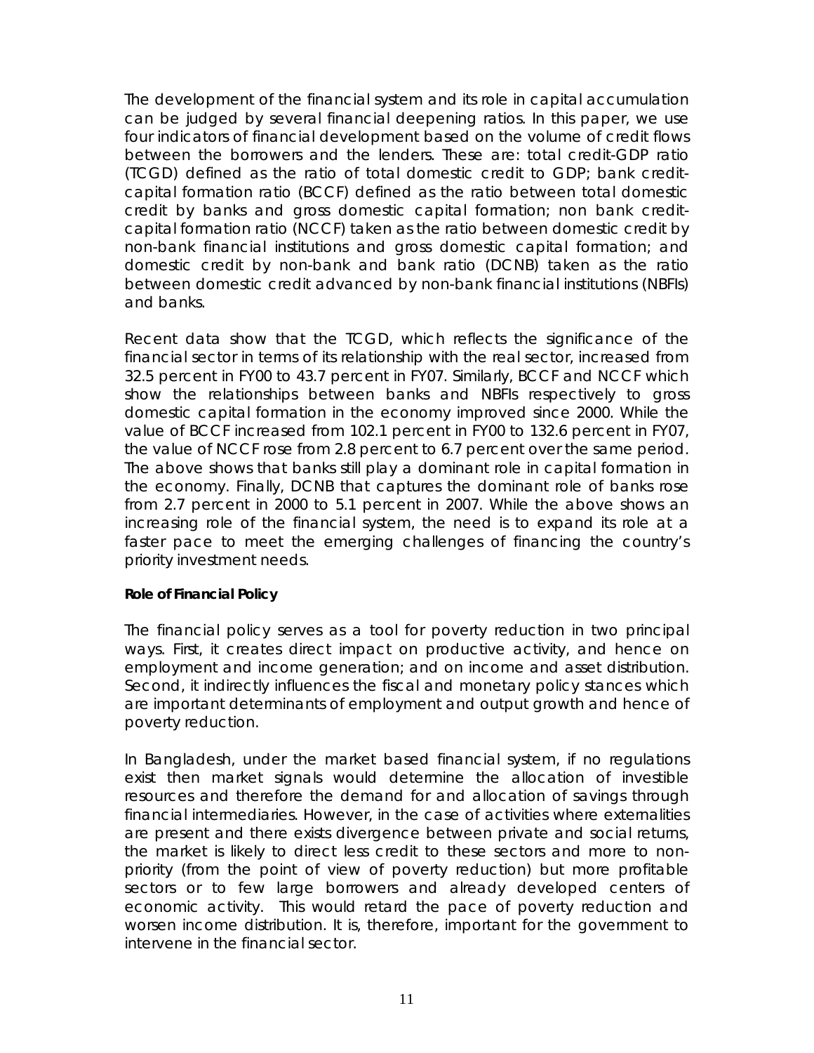The development of the financial system and its role in capital accumulation can be judged by several financial deepening ratios. In this paper, we use four indicators of financial development based on the volume of credit flows between the borrowers and the lenders. These are: total credit-GDP ratio (TCGD) defined as the ratio of total domestic credit to GDP; bank credit-capital formation ratio (BCCF) defined as the ratio between total domestic credit by banks and gross domestic capital formation; non bank credit-capital formation ratio (NCCF) taken as the ratio between domestic credit by non-bank financial institutions and gross domestic capital formation; and domestic credit by non-bank and bank ratio (DCNB) taken as the ratio between domestic credit advanced by non-bank financial institutions (NBFIs) and banks.

Recent data show that the TCGD, which reflects the significance of the financial sector in terms of its relationship with the real sector, increased from 32.5 percent in FY00 to 43.7 percent in FY07. Similarly, BCCF and NCCF which show the relationships between banks and NBFIs respectively to gross domestic capital formation in the economy improved since 2000. While the value of BCCF increased from 102.1 percent in FY00 to 132.6 percent in FY07, the value of NCCF rose from 2.8 percent to 6.7 percent over the same period. The above shows that banks still play a dominant role in capital formation in the economy. Finally, DCNB that captures the dominant role of banks rose from 2.7 percent in 2000 to 5.1 percent in 2007. While the above shows an increasing role of the financial system, the need is to expand its role at a faster pace to meet the emerging challenges of financing the country's priority investment needs.

**Role of Financial Policy**

The financial policy serves as a tool for poverty reduction in two principal ways. First, it creates direct impact on productive activity, and hence on employment and income generation; and on income and asset distribution. Second, it indirectly influences the fiscal and monetary policy stances which are important determinants of employment and output growth and hence of poverty reduction.

In Bangladesh, under the market based financial system, if no regulations exist then market signals would determine the allocation of investible resources and therefore the demand for and allocation of savings through financial intermediaries. However, in the case of activities where externalities are present and there exists divergence between private and social returns, the market is likely to direct less credit to these sectors and more to non-priority (from the point of view of poverty reduction) but more profitable sectors or to few large borrowers and already developed centers of economic activity. This would retard the pace of poverty reduction and worsen income distribution. It is, therefore, important for the government to intervene in the financial sector.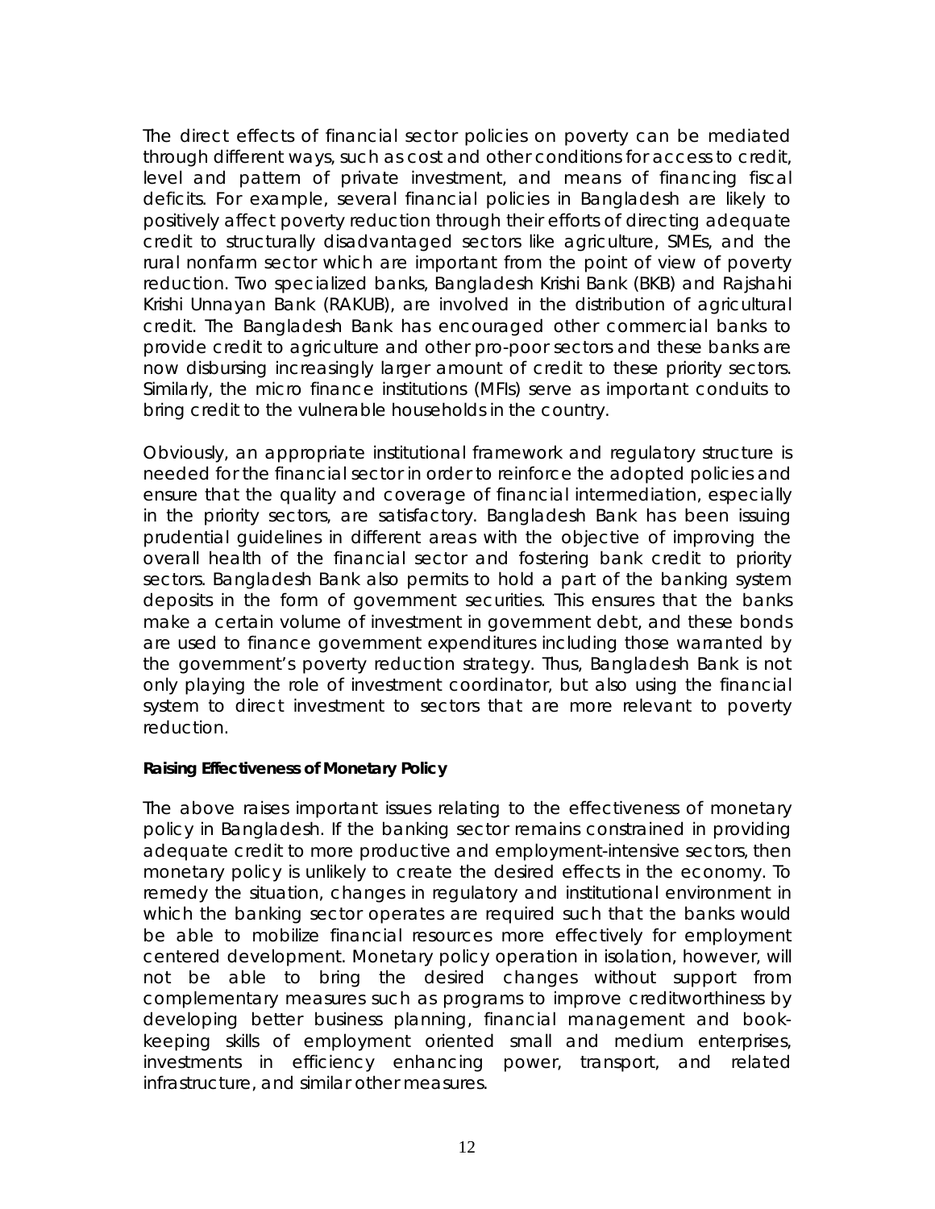The direct effects of financial sector policies on poverty can be mediated through different ways, such as cost and other conditions for access to credit, level and pattern of private investment, and means of financing fiscal deficits. For example, several financial policies in Bangladesh are likely to positively affect poverty reduction through their efforts of directing adequate credit to structurally disadvantaged sectors like agriculture, SMEs, and the rural nonfarm sector which are important from the point of view of poverty reduction. Two specialized banks, Bangladesh Krishi Bank (BKB) and Rajshahi Krishi Unnayan Bank (RAKUB), are involved in the distribution of agricultural credit. The Bangladesh Bank has encouraged other commercial banks to provide credit to agriculture and other pro-poor sectors and these banks are now disbursing increasingly larger amount of credit to these priority sectors. Similarly, the micro finance institutions (MFIs) serve as important conduits to bring credit to the vulnerable households in the country.

Obviously, an appropriate institutional framework and regulatory structure is needed for the financial sector in order to reinforce the adopted policies and ensure that the quality and coverage of financial intermediation, especially in the priority sectors, are satisfactory. Bangladesh Bank has been issuing prudential guidelines in different areas with the objective of improving the overall health of the financial sector and fostering bank credit to priority sectors. Bangladesh Bank also permits to hold a part of the banking system deposits in the form of government securities. This ensures that the banks make a certain volume of investment in government debt, and these bonds are used to finance government expenditures including those warranted by the government's poverty reduction strategy. Thus, Bangladesh Bank is not only playing the role of investment coordinator, but also using the financial system to direct investment to sectors that are more relevant to poverty reduction.

**Raising Effectiveness of Monetary Policy**

The above raises important issues relating to the effectiveness of monetary policy in Bangladesh. If the banking sector remains constrained in providing adequate credit to more productive and employment-intensive sectors, then monetary policy is unlikely to create the desired effects in the economy. To remedy the situation, changes in regulatory and institutional environment in which the banking sector operates are required such that the banks would be able to mobilize financial resources more effectively for employment centered development. Monetary policy operation in isolation, however, will not be able to bring the desired changes without support from complementary measures such as programs to improve creditworthiness by developing better business planning, financial management and book-keeping skills of employment oriented small and medium enterprises, investments in efficiency enhancing power, transport, and related infrastructure, and similar other measures.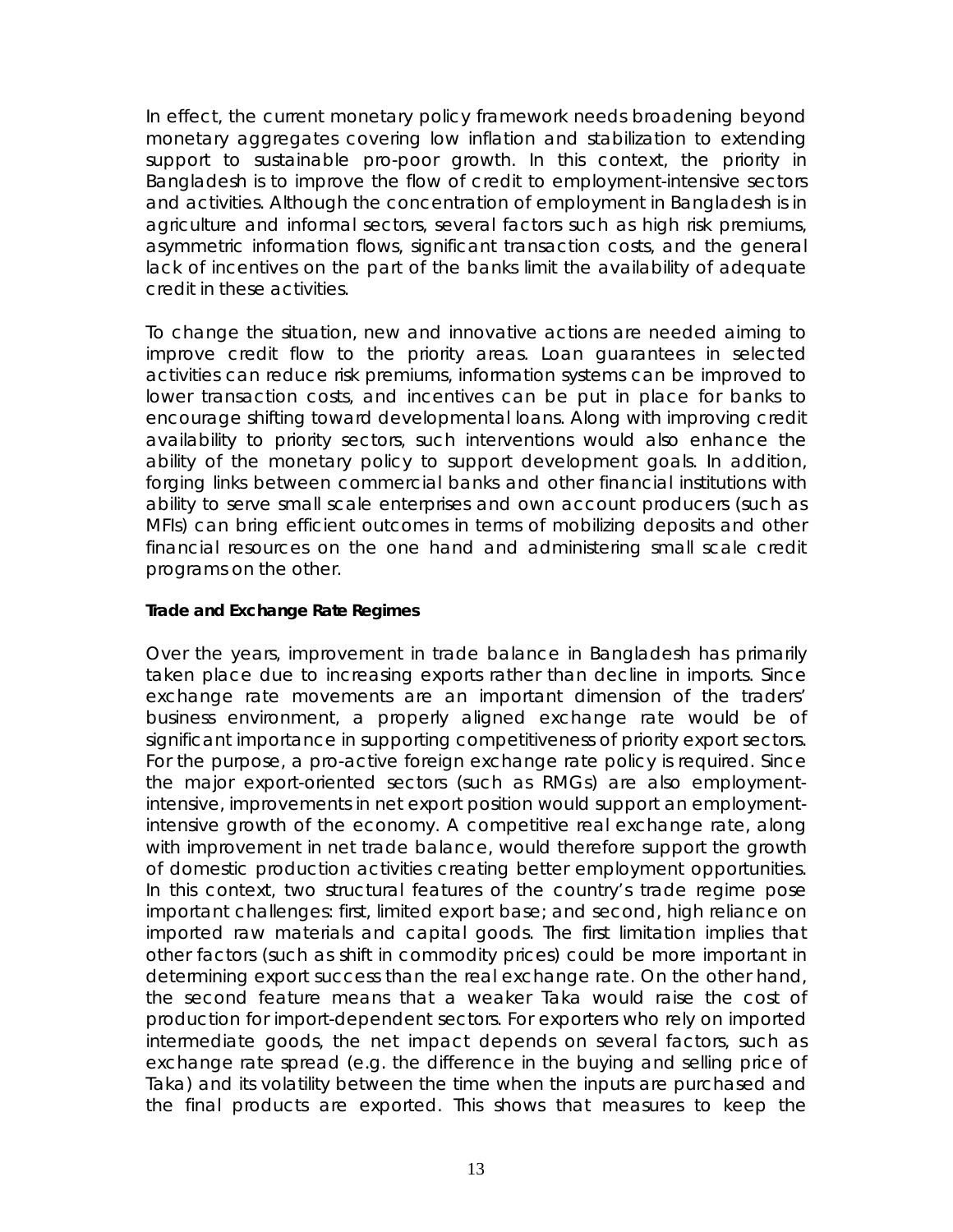In effect, the current monetary policy framework needs broadening beyond monetary aggregates covering low inflation and stabilization to extending support to sustainable pro-poor growth. In this context, the priority in Bangladesh is to improve the flow of credit to employment-intensive sectors and activities. Although the concentration of employment in Bangladesh is in agriculture and informal sectors, several factors such as high risk premiums, asymmetric information flows, significant transaction costs, and the general lack of incentives on the part of the banks limit the availability of adequate credit in these activities.

To change the situation, new and innovative actions are needed aiming to improve credit flow to the priority areas. Loan guarantees in selected activities can reduce risk premiums, information systems can be improved to lower transaction costs, and incentives can be put in place for banks to encourage shifting toward developmental loans. Along with improving credit availability to priority sectors, such interventions would also enhance the ability of the monetary policy to support development goals. In addition, forging links between commercial banks and other financial institutions with ability to serve small scale enterprises and own account producers (such as MFIs) can bring efficient outcomes in terms of mobilizing deposits and other financial resources on the one hand and administering small scale credit programs on the other.

**Trade and Exchange Rate Regimes**

Over the years, improvement in trade balance in Bangladesh has primarily taken place due to increasing exports rather than decline in imports. Since exchange rate movements are an important dimension of the traders' business environment, a properly aligned exchange rate would be of significant importance in supporting competitiveness of priority export sectors. For the purpose, a pro-active foreign exchange rate policy is required. Since the major export-oriented sectors (such as RMGs) are also employment-intensive, improvements in net export position would support an employment-intensive growth of the economy. A competitive real exchange rate, along with improvement in net trade balance, would therefore support the growth of domestic production activities creating better employment opportunities. In this context, two structural features of the country's trade regime pose important challenges: first, limited export base; and second, high reliance on imported raw materials and capital goods. The first limitation implies that other factors (such as shift in commodity prices) could be more important in determining export success than the real exchange rate. On the other hand, the second feature means that a weaker Taka would raise the cost of production for import-dependent sectors. For exporters who rely on imported intermediate goods, the net impact depends on several factors, such as exchange rate spread (e.g. the difference in the buying and selling price of Taka) and its volatility between the time when the inputs are purchased and the final products are exported. This shows that measures to keep the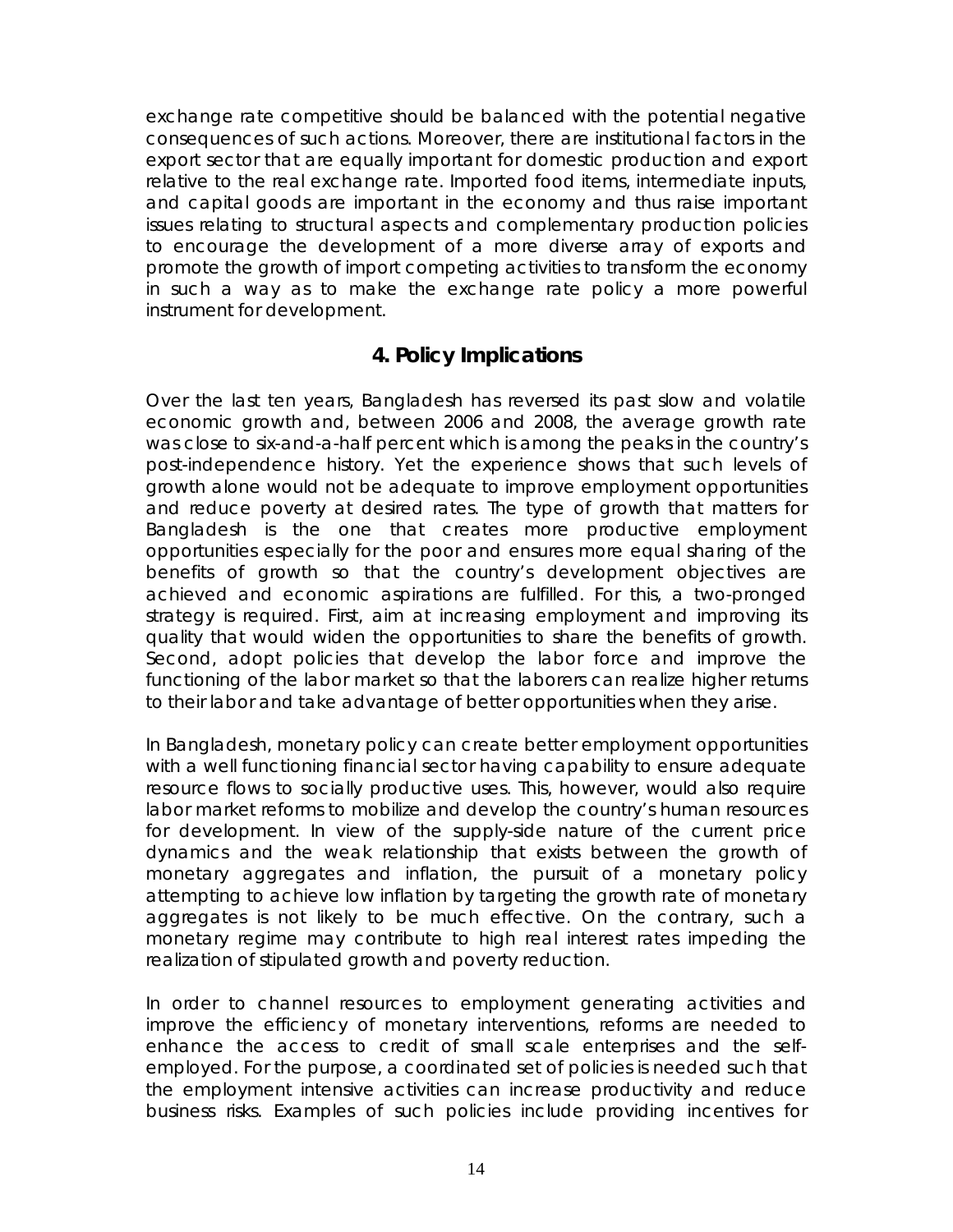exchange rate competitive should be balanced with the potential negative consequences of such actions. Moreover, there are institutional factors in the export sector that are equally important for domestic production and export relative to the real exchange rate. Imported food items, intermediate inputs, and capital goods are important in the economy and thus raise important issues relating to structural aspects and complementary production policies to encourage the development of a more diverse array of exports and promote the growth of import competing activities to transform the economy in such a way as to make the exchange rate policy a more powerful instrument for development.

## 4. Policy Implications

Over the last ten years, Bangladesh has reversed its past slow and volatile economic growth and, between 2006 and 2008, the average growth rate was close to six-and-a-half percent which is among the peaks in the country's post-independence history. Yet the experience shows that such levels of growth alone would not be adequate to improve employment opportunities and reduce poverty at desired rates. The type of growth that matters for Bangladesh is the one that creates more productive employment opportunities especially for the poor and ensures more equal sharing of the benefits of growth so that the country's development objectives are achieved and economic aspirations are fulfilled. For this, a two-pronged strategy is required. First, aim at increasing employment and improving its quality that would widen the opportunities to share the benefits of growth. Second, adopt policies that develop the labor force and improve the functioning of the labor market so that the laborers can realize higher returns to their labor and take advantage of better opportunities when they arise.

In Bangladesh, monetary policy can create better employment opportunities with a well functioning financial sector having capability to ensure adequate resource flows to socially productive uses. This, however, would also require labor market reforms to mobilize and develop the country's human resources for development. In view of the supply-side nature of the current price dynamics and the weak relationship that exists between the growth of monetary aggregates and inflation, the pursuit of a monetary policy attempting to achieve low inflation by targeting the growth rate of monetary aggregates is not likely to be much effective. On the contrary, such a monetary regime may contribute to high real interest rates impeding the realization of stipulated growth and poverty reduction.

In order to channel resources to employment generating activities and improve the efficiency of monetary interventions, reforms are needed to enhance the access to credit of small scale enterprises and the self-employed. For the purpose, a coordinated set of policies is needed such that the employment intensive activities can increase productivity and reduce business risks. Examples of such policies include providing incentives for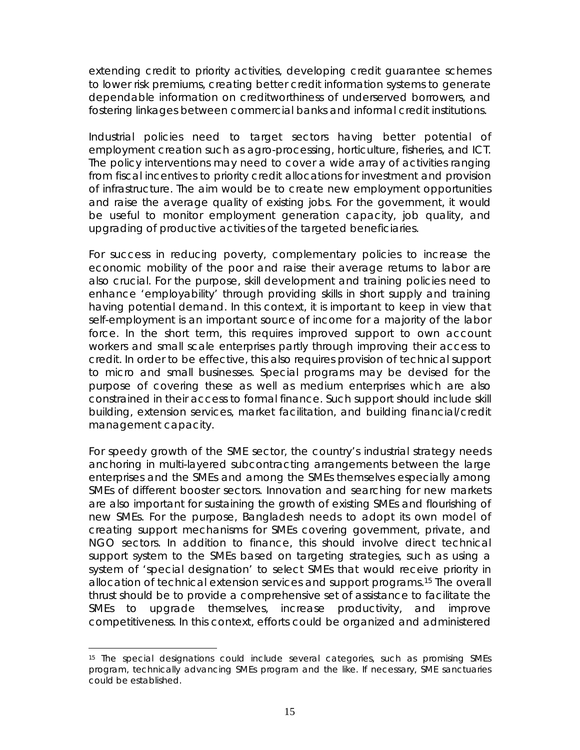extending credit to priority activities, developing credit guarantee schemes to lower risk premiums, creating better credit information systems to generate dependable information on creditworthiness of underserved borrowers, and fostering linkages between commercial banks and informal credit institutions.

Industrial policies need to target sectors having better potential of employment creation such as agro-processing, horticulture, fisheries, and ICT. The policy interventions may need to cover a wide array of activities ranging from fiscal incentives to priority credit allocations for investment and provision of infrastructure. The aim would be to create new employment opportunities and raise the average quality of existing jobs. For the government, it would be useful to monitor employment generation capacity, job quality, and upgrading of productive activities of the targeted beneficiaries.

For success in reducing poverty, complementary policies to increase the economic mobility of the poor and raise their average returns to labor are also crucial. For the purpose, skill development and training policies need to enhance 'employability' through providing skills in short supply and training having potential demand. In this context, it is important to keep in view that self-employment is an important source of income for a majority of the labor force. In the short term, this requires improved support to own account workers and small scale enterprises partly through improving their access to credit. In order to be effective, this also requires provision of technical support to micro and small businesses. Special programs may be devised for the purpose of covering these as well as medium enterprises which are also constrained in their access to formal finance. Such support should include skill building, extension services, market facilitation, and building financial/credit management capacity.

For speedy growth of the SME sector, the country's industrial strategy needs anchoring in multi-layered subcontracting arrangements between the large enterprises and the SMEs and among the SMEs themselves especially among SMEs of different booster sectors. Innovation and searching for new markets are also important for sustaining the growth of existing SMEs and flourishing of new SMEs. For the purpose, Bangladesh needs to adopt its own model of creating support mechanisms for SMEs covering government, private, and NGO sectors. In addition to finance, this should involve direct technical support system to the SMEs based on targeting strategies, such as using a system of 'special designation' to select SMEs that would receive priority in allocation of technical extension services and support programs.[15] The overall thrust should be to provide a comprehensive set of assistance to facilitate the SMEs to upgrade themselves, increase productivity, and improve competitiveness. In this context, efforts could be organized and administered

---

[15] The special designations could include several categories, such as promising SMEs program, technically advancing SMEs program and the like. If necessary, SME sanctuaries could be established.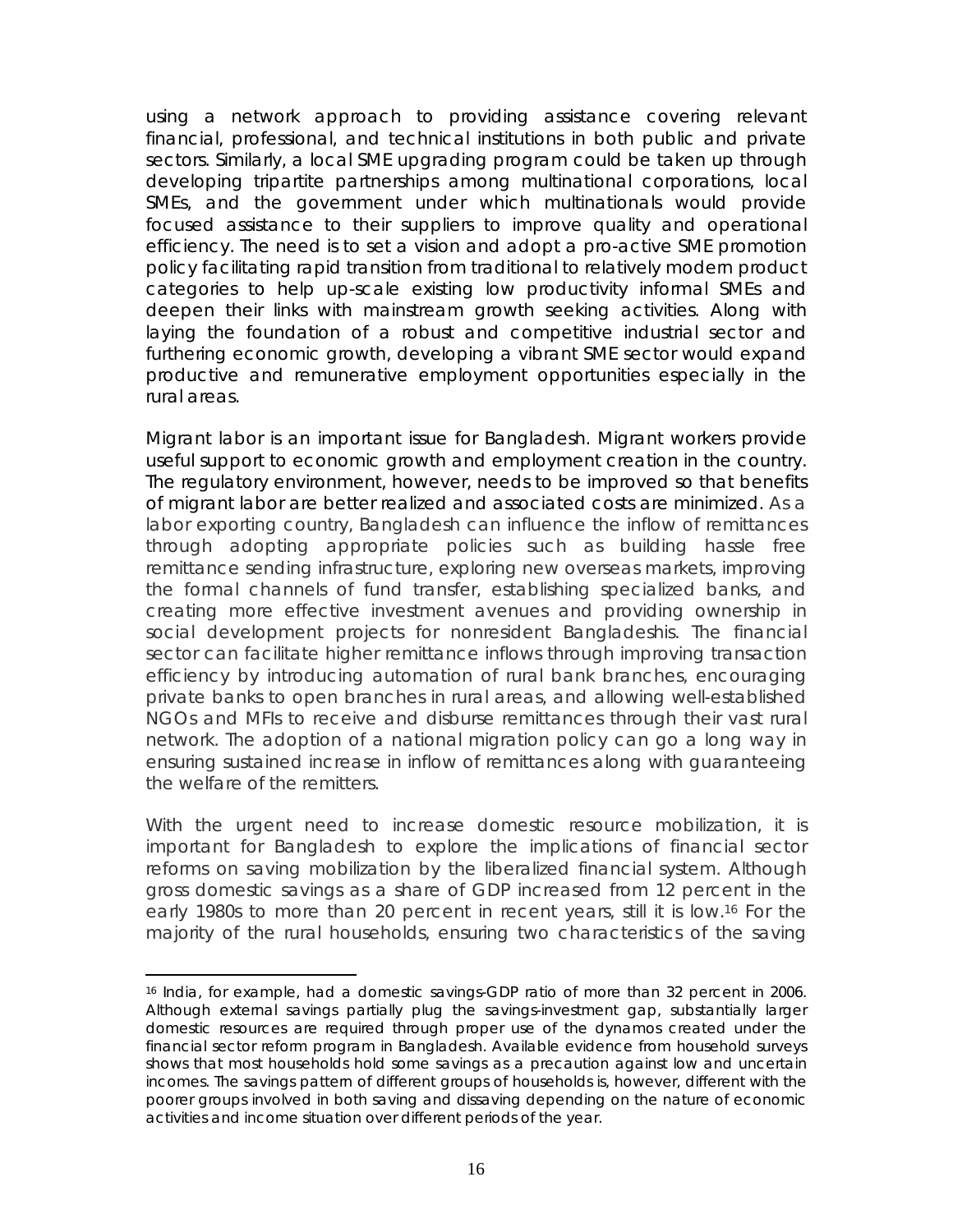using a network approach to providing assistance covering relevant financial, professional, and technical institutions in both public and private sectors. Similarly, a local SME upgrading program could be taken up through developing tripartite partnerships among multinational corporations, local SMEs, and the government under which multinationals would provide focused assistance to their suppliers to improve quality and operational efficiency. The need is to set a vision and adopt a pro-active SME promotion policy facilitating rapid transition from traditional to relatively modern product categories to help up-scale existing low productivity informal SMEs and deepen their links with mainstream growth seeking activities. Along with laying the foundation of a robust and competitive industrial sector and furthering economic growth, developing a vibrant SME sector would expand productive and remunerative employment opportunities especially in the rural areas.

Migrant labor is an important issue for Bangladesh. Migrant workers provide useful support to economic growth and employment creation in the country. The regulatory environment, however, needs to be improved so that benefits of migrant labor are better realized and associated costs are minimized. As a labor exporting country, Bangladesh can influence the inflow of remittances through adopting appropriate policies such as building hassle free remittance sending infrastructure, exploring new overseas markets, improving the formal channels of fund transfer, establishing specialized banks, and creating more effective investment avenues and providing ownership in social development projects for nonresident Bangladeshis. The financial sector can facilitate higher remittance inflows through improving transaction efficiency by introducing automation of rural bank branches, encouraging private banks to open branches in rural areas, and allowing well-established NGOs and MFIs to receive and disburse remittances through their vast rural network. The adoption of a national migration policy can go a long way in ensuring sustained increase in inflow of remittances along with guaranteeing the welfare of the remitters.

With the urgent need to increase domestic resource mobilization, it is important for Bangladesh to explore the implications of financial sector reforms on saving mobilization by the liberalized financial system. Although gross domestic savings as a share of GDP increased from 12 percent in the early 1980s to more than 20 percent in recent years, still it is low.[16] For the majority of the rural households, ensuring two characteristics of the saving

---

[16] India, for example, had a domestic savings-GDP ratio of more than 32 percent in 2006. Although external savings partially plug the savings-investment gap, substantially larger domestic resources are required through proper use of the dynamos created under the financial sector reform program in Bangladesh. Available evidence from household surveys shows that most households hold some savings as a precaution against low and uncertain incomes. The savings pattern of different groups of households is, however, different with the poorer groups involved in both saving and dissaving depending on the nature of economic activities and income situation over different periods of the year.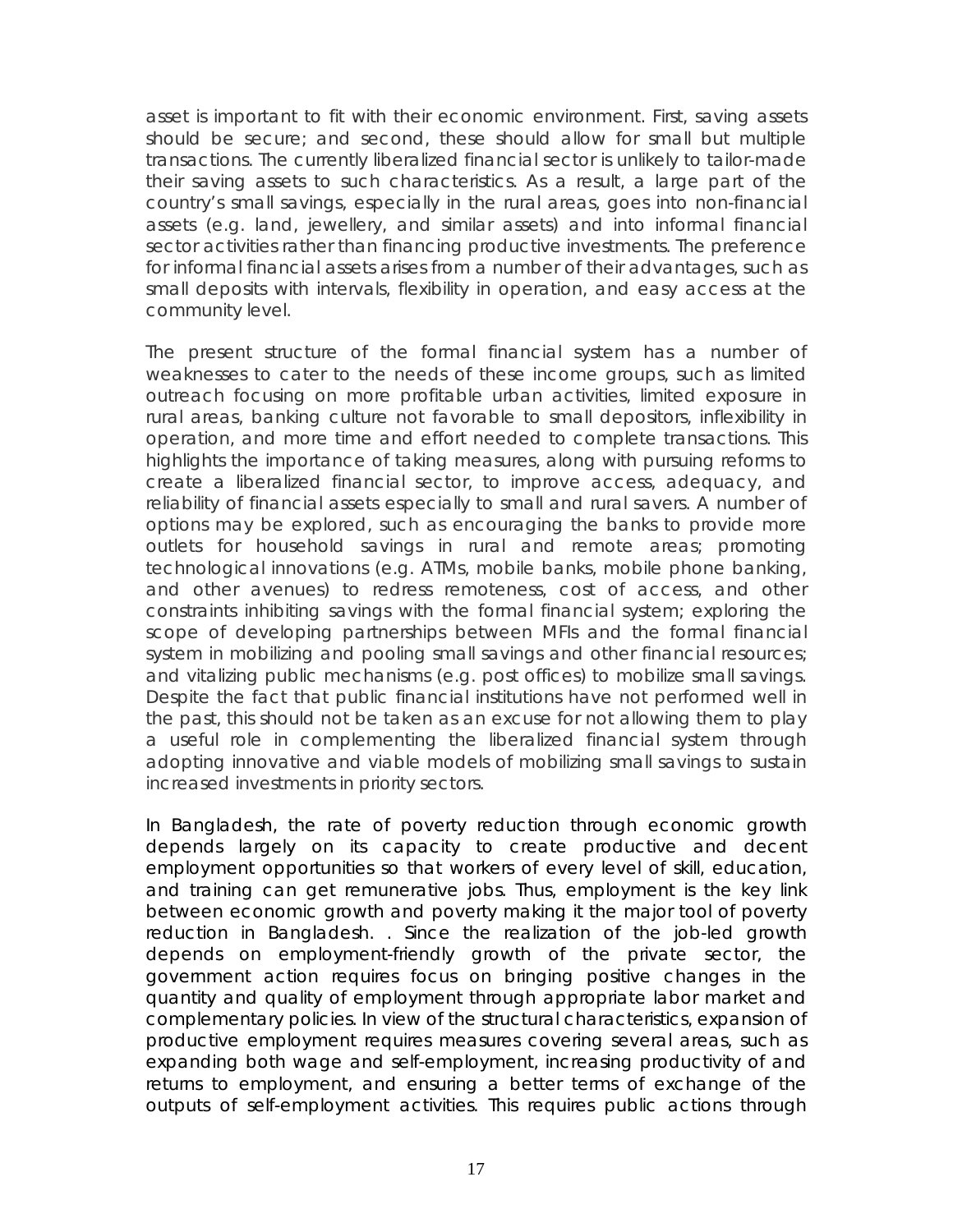asset is important to fit with their economic environment. First, saving assets should be secure; and second, these should allow for small but multiple transactions. The currently liberalized financial sector is unlikely to tailor-made their saving assets to such characteristics. As a result, a large part of the country's small savings, especially in the rural areas, goes into non-financial assets (e.g. land, jewellery, and similar assets) and into informal financial sector activities rather than financing productive investments. The preference for informal financial assets arises from a number of their advantages, such as small deposits with intervals, flexibility in operation, and easy access at the community level.

The present structure of the formal financial system has a number of weaknesses to cater to the needs of these income groups, such as limited outreach focusing on more profitable urban activities, limited exposure in rural areas, banking culture not favorable to small depositors, inflexibility in operation, and more time and effort needed to complete transactions. This highlights the importance of taking measures, along with pursuing reforms to create a liberalized financial sector, to improve access, adequacy, and reliability of financial assets especially to small and rural savers. A number of options may be explored, such as encouraging the banks to provide more outlets for household savings in rural and remote areas; promoting technological innovations (e.g. ATMs, mobile banks, mobile phone banking, and other avenues) to redress remoteness, cost of access, and other constraints inhibiting savings with the formal financial system; exploring the scope of developing partnerships between MFIs and the formal financial system in mobilizing and pooling small savings and other financial resources; and vitalizing public mechanisms (e.g. post offices) to mobilize small savings. Despite the fact that public financial institutions have not performed well in the past, this should not be taken as an excuse for not allowing them to play a useful role in complementing the liberalized financial system through adopting innovative and viable models of mobilizing small savings to sustain increased investments in priority sectors.

In Bangladesh, the rate of poverty reduction through economic growth depends largely on its capacity to create productive and decent employment opportunities so that workers of every level of skill, education, and training can get remunerative jobs. Thus, employment is the key link between economic growth and poverty making it the major tool of poverty reduction in Bangladesh. . Since the realization of the job-led growth depends on employment-friendly growth of the private sector, the government action requires focus on bringing positive changes in the quantity and quality of employment through appropriate labor market and complementary policies. In view of the structural characteristics, expansion of productive employment requires measures covering several areas, such as expanding both wage and self-employment, increasing productivity of and returns to employment, and ensuring a better terms of exchange of the outputs of self-employment activities. This requires public actions through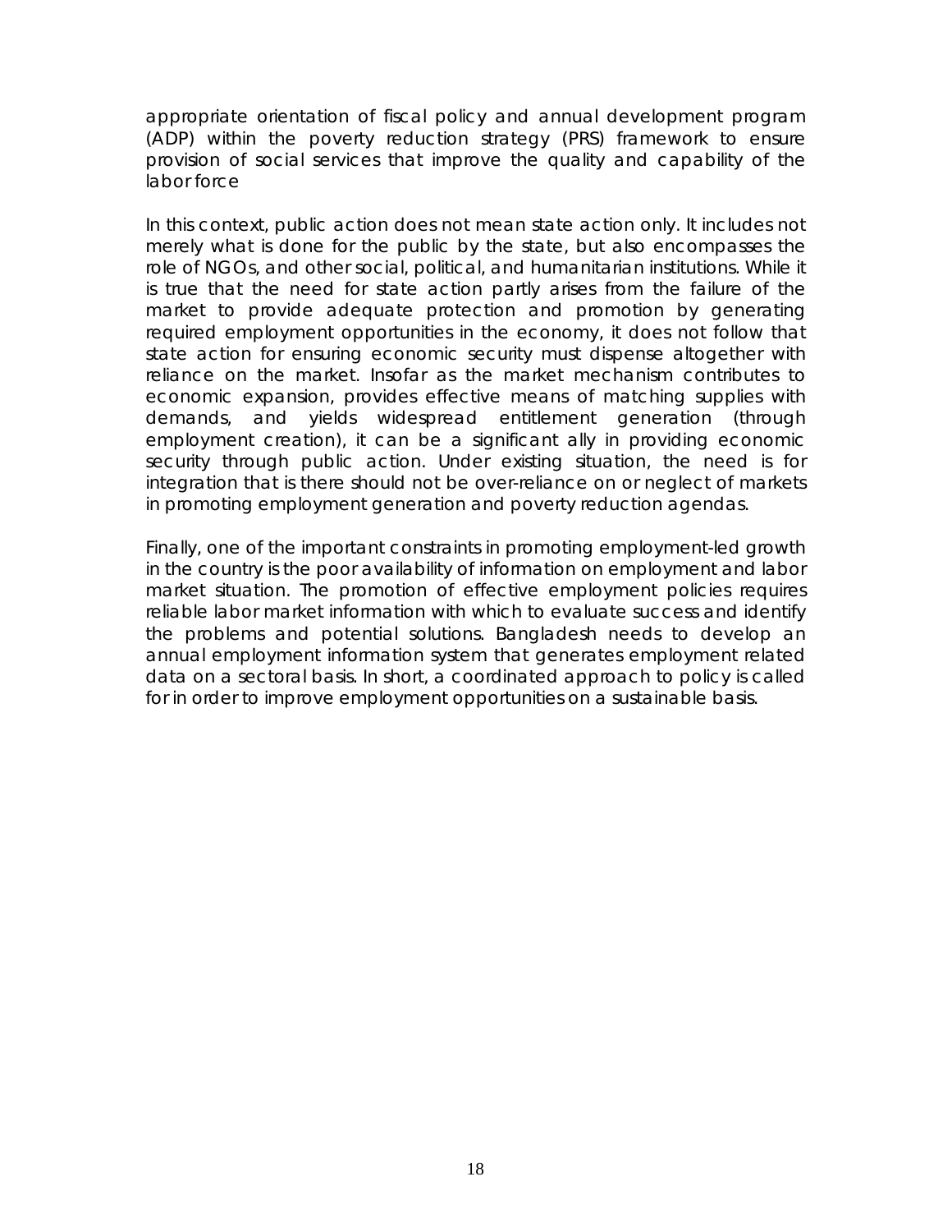appropriate orientation of fiscal policy and annual development program (ADP) within the poverty reduction strategy (PRS) framework to ensure provision of social services that improve the quality and capability of the labor force

In this context, public action does not mean state action only. It includes not merely what is done for the public by the state, but also encompasses the role of NGOs, and other social, political, and humanitarian institutions. While it is true that the need for state action partly arises from the failure of the market to provide adequate protection and promotion by generating required employment opportunities in the economy, it does not follow that state action for ensuring economic security must dispense altogether with reliance on the market. Insofar as the market mechanism contributes to economic expansion, provides effective means of matching supplies with demands, and yields widespread entitlement generation (through employment creation), it can be a significant ally in providing economic security through public action. Under existing situation, the need is for integration that is there should not be over-reliance on or neglect of markets in promoting employment generation and poverty reduction agendas.

Finally, one of the important constraints in promoting employment-led growth in the country is the poor availability of information on employment and labor market situation. The promotion of effective employment policies requires reliable labor market information with which to evaluate success and identify the problems and potential solutions. Bangladesh needs to develop an annual employment information system that generates employment related data on a sectoral basis. In short, a coordinated approach to policy is called for in order to improve employment opportunities on a sustainable basis.